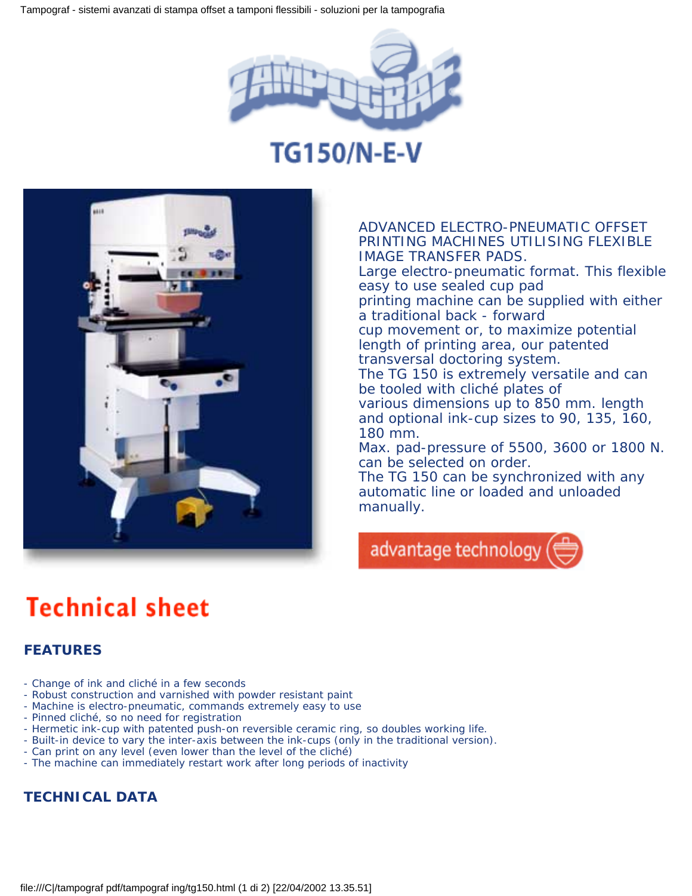# TG150/N-E-V

ADVANCED ELECTRO-PNEUMATIC OFFSET PRINTING MACHINES UTILISING FLEXIBLE IMAGE TRANSFER PADS.
Large electro-pneumatic format. This flexible easy to use sealed cup pad printing machine can be supplied with either a traditional back - forward cup movement or, to maximize potential length of printing area, our patented transversal doctoring system.
The TG 150 is extremely versatile and can be tooled with cliché plates of various dimensions up to 850 mm. length and optional ink-cup sizes to 90, 135, 160, 180 mm.
Max. pad-pressure of 5500, 3600 or 1800 N. can be selected on order.
The TG 150 can be synchronized with any automatic line or loaded and unloaded manually.

advantage technology

## Technical sheet

### FEATURES

- Change of ink and cliché in a few seconds
- Robust construction and varnished with powder resistant paint
- Machine is electro-pneumatic, commands extremely easy to use
- Pinned cliché, so no need for registration
- Hermetic ink-cup with patented push-on reversible ceramic ring, so doubles working life.
- Built-in device to vary the inter-axis between the ink-cups (only in the traditional version).
- Can print on any level (even lower than the level of the cliché)
- The machine can immediately restart work after long periods of inactivity

### TECHNICAL DATA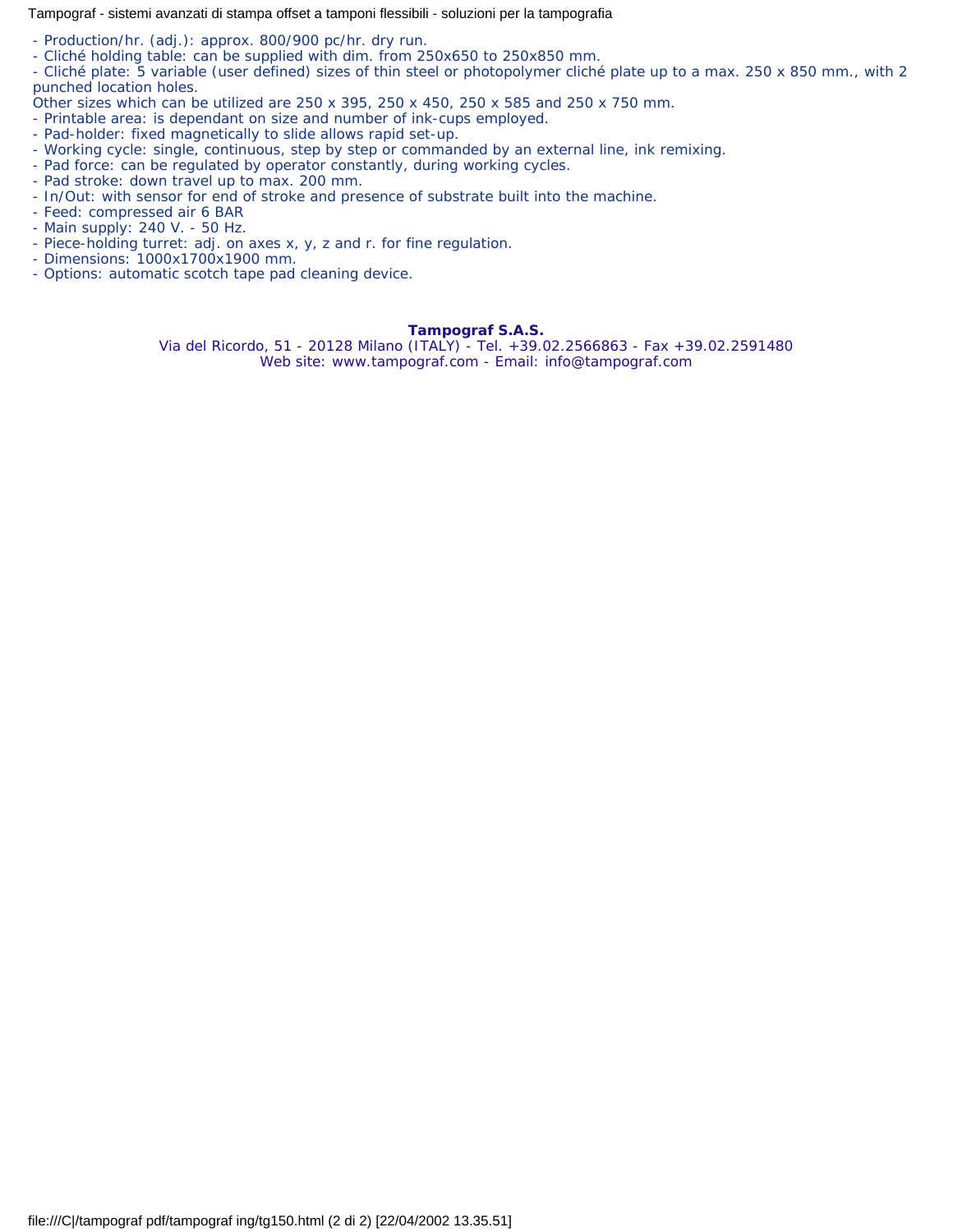- Production/hr. (adj.): approx. 800/900 pc/hr. dry run.
- Cliché holding table: can be supplied with dim. from 250x650 to 250x850 mm.
- Cliché plate: 5 variable (user defined) sizes of thin steel or photopolymer cliché plate up to a max. 250 x 850 mm., with 2 punched location holes.

Other sizes which can be utilized are 250 x 395, 250 x 450, 250 x 585 and 250 x 750 mm.

- Printable area: is dependant on size and number of ink-cups employed.
- Pad-holder: fixed magnetically to slide allows rapid set-up.
- Working cycle: single, continuous, step by step or commanded by an external line, ink remixing.
- Pad force: can be regulated by operator constantly, during working cycles.
- Pad stroke: down travel up to max. 200 mm.
- In/Out: with sensor for end of stroke and presence of substrate built into the machine.
- Feed: compressed air 6 BAR
- Main supply: 240 V. - 50 Hz.
- Piece-holding turret: adj. on axes x, y, z and r. for fine regulation.
- Dimensions: 1000x1700x1900 mm.
- Options: automatic scotch tape pad cleaning device.

**Tampograf S.A.S.**
Via del Ricordo, 51 - 20128 Milano (ITALY) - Tel. +39.02.2566863 - Fax +39.02.2591480
Web site: www.tampograf.com - Email: info@tampograf.com